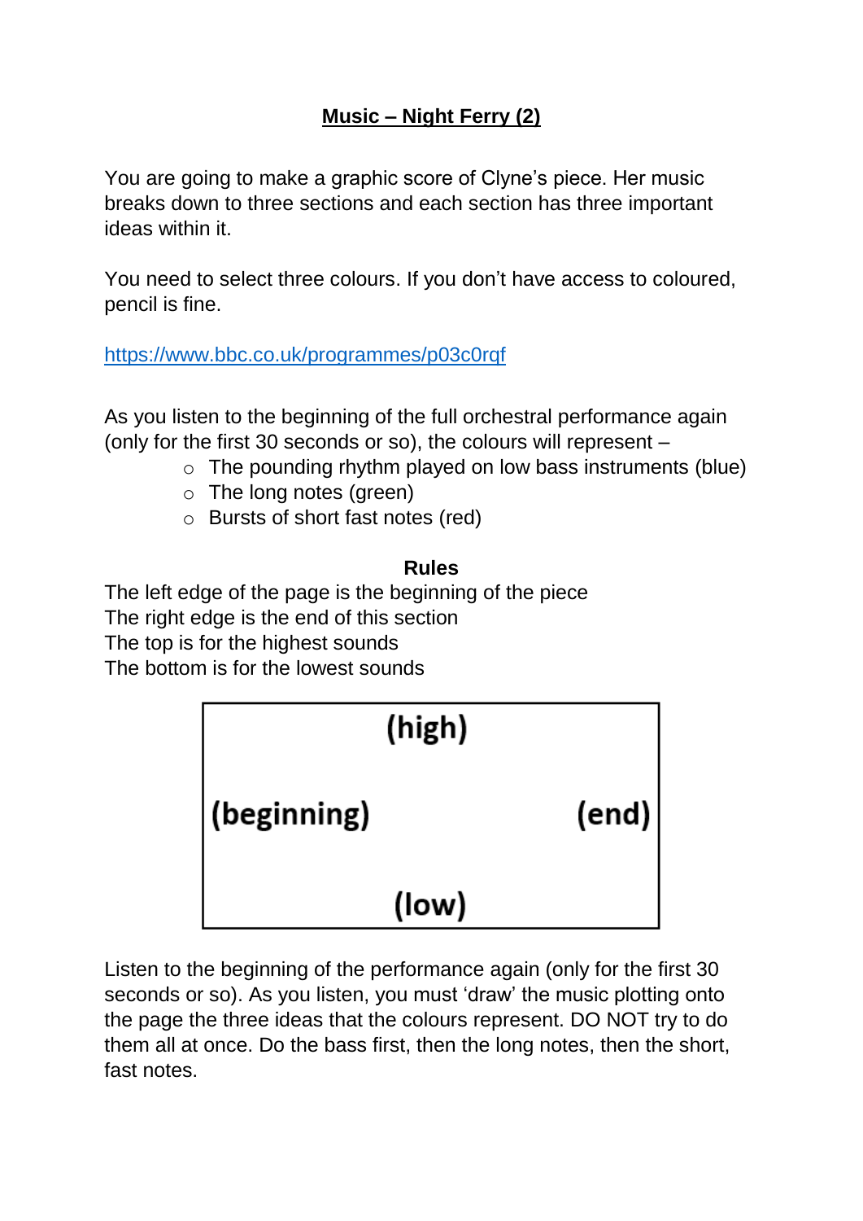# Music – Night Ferry (2)

You are going to make a graphic score of Clyne's piece. Her music breaks down to three sections and each section has three important ideas within it.

You need to select three colours. If you don't have access to coloured, pencil is fine.

https://www.bbc.co.uk/programmes/p03c0rqf

As you listen to the beginning of the full orchestral performance again (only for the first 30 seconds or so), the colours will represent –

- The pounding rhythm played on low bass instruments (blue)
- The long notes (green)
- Bursts of short fast notes (red)

**Rules**

The left edge of the page is the beginning of the piece
The right edge is the end of this section
The top is for the highest sounds
The bottom is for the lowest sounds

| | (high) | |
|---|---|---|
| (beginning) | | (end) |
| | (low) | |

Listen to the beginning of the performance again (only for the first 30 seconds or so). As you listen, you must 'draw' the music plotting onto the page the three ideas that the colours represent. DO NOT try to do them all at once. Do the bass first, then the long notes, then the short, fast notes.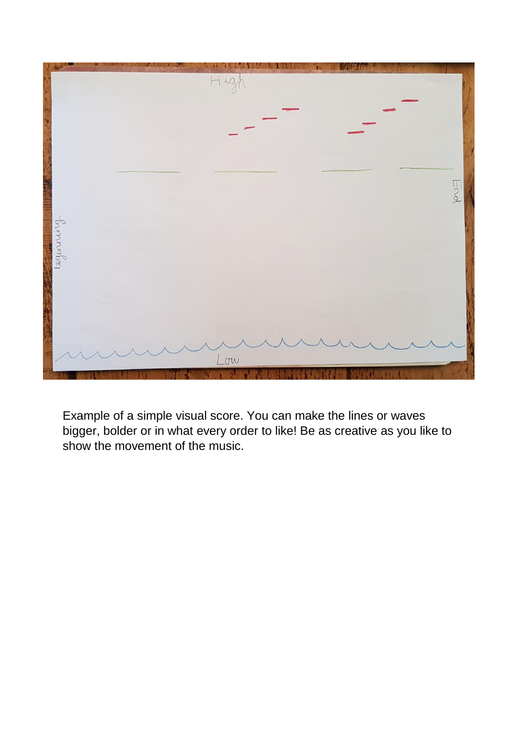Example of a simple visual score. You can make the lines or waves bigger, bolder or in what every order to like! Be as creative as you like to show the movement of the music.